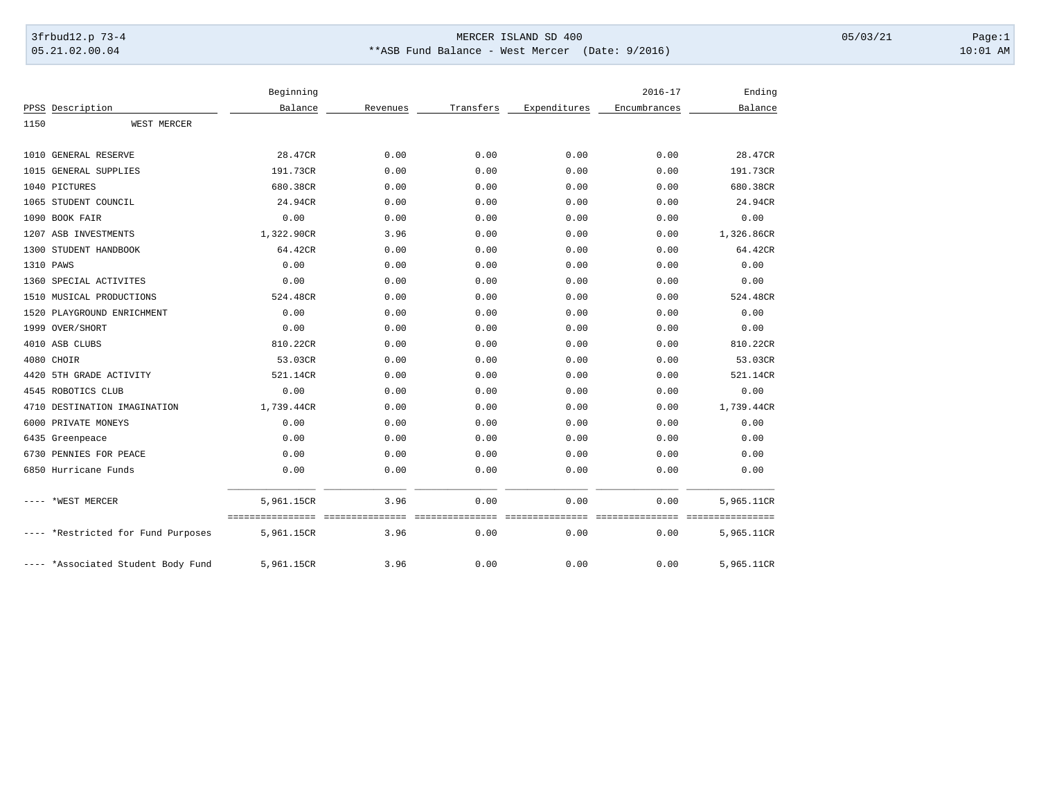3frbud12.p 73-4 MERCER ISLAND SD 400 05/03/21 Page:1
05.21.02.00.04 **ASB Fund Balance - West Mercer (Date: 9/2016) 10:01 AM

| PPSS | Description | Beginning Balance | Revenues | Transfers | Expenditures | 2016-17 Encumbrances | Ending Balance |
|---|---|---|---|---|---|---|---|
| 1150 | WEST MERCER | | | | | | |
| 1010 | GENERAL RESERVE | 28.47CR | 0.00 | 0.00 | 0.00 | 0.00 | 28.47CR |
| 1015 | GENERAL SUPPLIES | 191.73CR | 0.00 | 0.00 | 0.00 | 0.00 | 191.73CR |
| 1040 | PICTURES | 680.38CR | 0.00 | 0.00 | 0.00 | 0.00 | 680.38CR |
| 1065 | STUDENT COUNCIL | 24.94CR | 0.00 | 0.00 | 0.00 | 0.00 | 24.94CR |
| 1090 | BOOK FAIR | 0.00 | 0.00 | 0.00 | 0.00 | 0.00 | 0.00 |
| 1207 | ASB INVESTMENTS | 1,322.90CR | 3.96 | 0.00 | 0.00 | 0.00 | 1,326.86CR |
| 1300 | STUDENT HANDBOOK | 64.42CR | 0.00 | 0.00 | 0.00 | 0.00 | 64.42CR |
| 1310 | PAWS | 0.00 | 0.00 | 0.00 | 0.00 | 0.00 | 0.00 |
| 1360 | SPECIAL ACTIVITES | 0.00 | 0.00 | 0.00 | 0.00 | 0.00 | 0.00 |
| 1510 | MUSICAL PRODUCTIONS | 524.48CR | 0.00 | 0.00 | 0.00 | 0.00 | 524.48CR |
| 1520 | PLAYGROUND ENRICHMENT | 0.00 | 0.00 | 0.00 | 0.00 | 0.00 | 0.00 |
| 1999 | OVER/SHORT | 0.00 | 0.00 | 0.00 | 0.00 | 0.00 | 0.00 |
| 4010 | ASB CLUBS | 810.22CR | 0.00 | 0.00 | 0.00 | 0.00 | 810.22CR |
| 4080 | CHOIR | 53.03CR | 0.00 | 0.00 | 0.00 | 0.00 | 53.03CR |
| 4420 | 5TH GRADE ACTIVITY | 521.14CR | 0.00 | 0.00 | 0.00 | 0.00 | 521.14CR |
| 4545 | ROBOTICS CLUB | 0.00 | 0.00 | 0.00 | 0.00 | 0.00 | 0.00 |
| 4710 | DESTINATION IMAGINATION | 1,739.44CR | 0.00 | 0.00 | 0.00 | 0.00 | 1,739.44CR |
| 6000 | PRIVATE MONEYS | 0.00 | 0.00 | 0.00 | 0.00 | 0.00 | 0.00 |
| 6435 | Greenpeace | 0.00 | 0.00 | 0.00 | 0.00 | 0.00 | 0.00 |
| 6730 | PENNIES FOR PEACE | 0.00 | 0.00 | 0.00 | 0.00 | 0.00 | 0.00 |
| 6850 | Hurricane Funds | 0.00 | 0.00 | 0.00 | 0.00 | 0.00 | 0.00 |
| ---- | *WEST MERCER | 5,961.15CR | 3.96 | 0.00 | 0.00 | 0.00 | 5,965.11CR |
| ---- | *Restricted for Fund Purposes | 5,961.15CR | 3.96 | 0.00 | 0.00 | 0.00 | 5,965.11CR |
| ---- | *Associated Student Body Fund | 5,961.15CR | 3.96 | 0.00 | 0.00 | 0.00 | 5,965.11CR |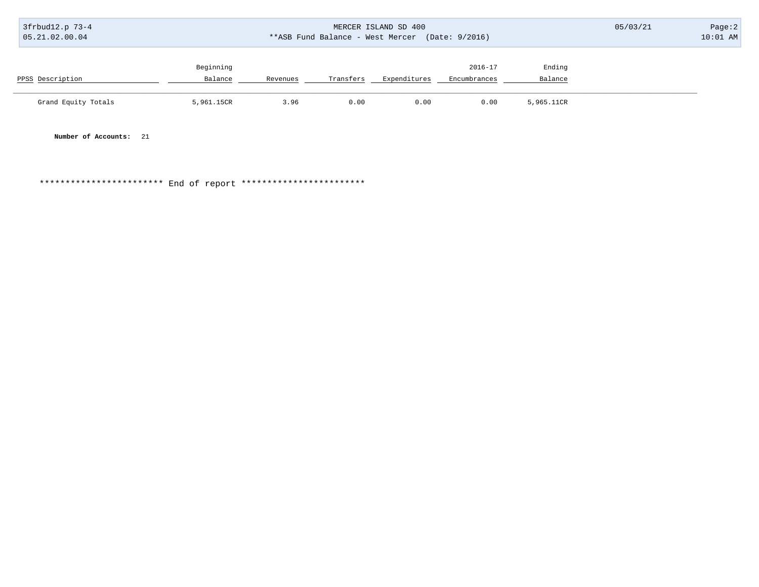| PPSS | Description | Beginning Balance | Revenues | Transfers | Expenditures | 2016-17 Encumbrances | Ending Balance |
| --- | --- | --- | --- | --- | --- | --- | --- |
| | Grand Equity Totals | 5,961.15CR | 3.96 | 0.00 | 0.00 | 0.00 | 5,965.11CR |

**Number of Accounts:** 21

************************ End of report ************************